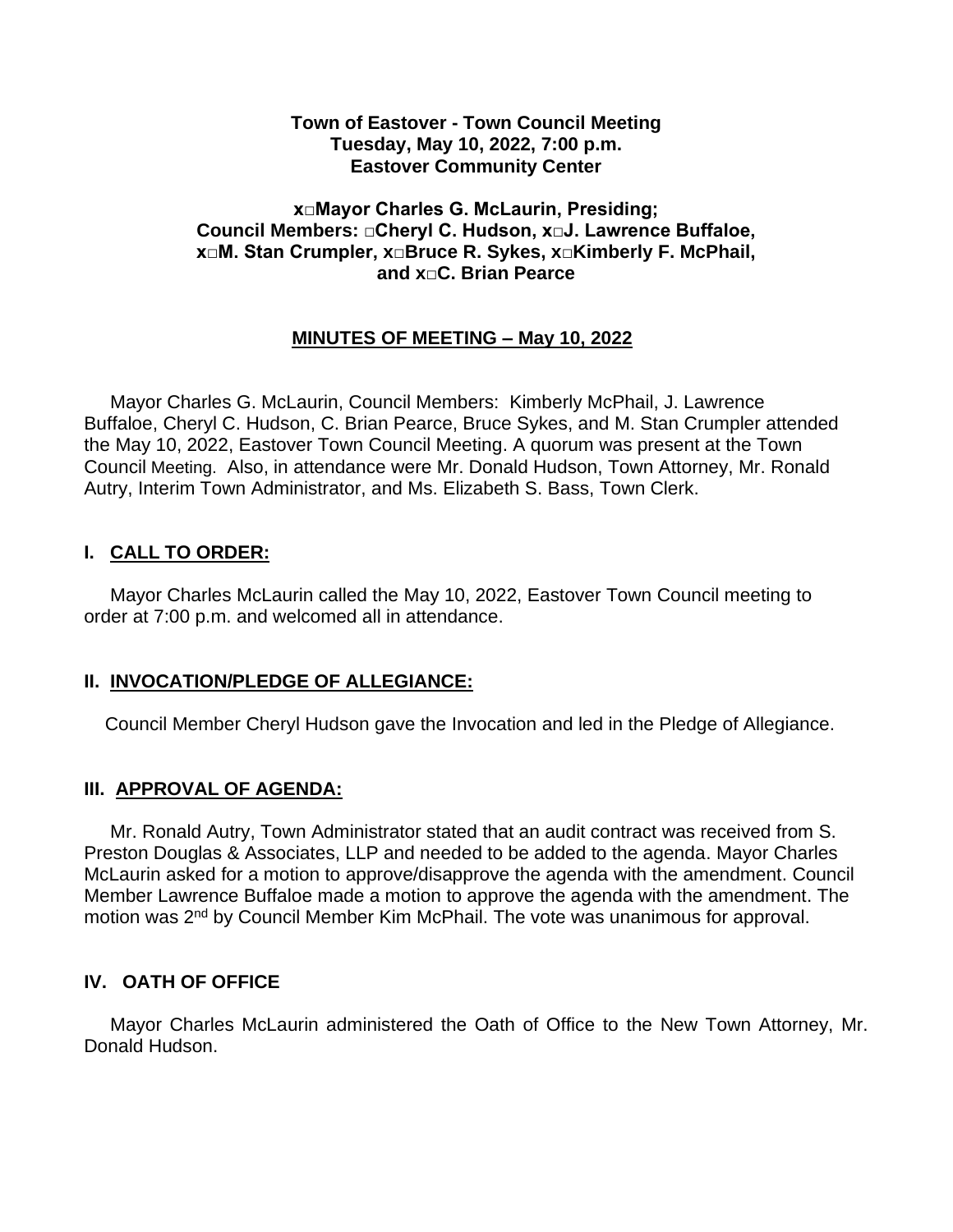**Town of Eastover - Town Council Meeting**
**Tuesday, May 10, 2022, 7:00 p.m.**
**Eastover Community Center**

**x□Mayor Charles G. McLaurin, Presiding;**
**Council Members: □Cheryl C. Hudson, x□J. Lawrence Buffaloe,**
**x□M. Stan Crumpler, x□Bruce R. Sykes, x□Kimberly F. McPhail,**
**and x□C. Brian Pearce**

## MINUTES OF MEETING – May 10, 2022

Mayor Charles G. McLaurin, Council Members: Kimberly McPhail, J. Lawrence Buffaloe, Cheryl C. Hudson, C. Brian Pearce, Bruce Sykes, and M. Stan Crumpler attended the May 10, 2022, Eastover Town Council Meeting. A quorum was present at the Town Council Meeting. Also, in attendance were Mr. Donald Hudson, Town Attorney, Mr. Ronald Autry, Interim Town Administrator, and Ms. Elizabeth S. Bass, Town Clerk.

## I. CALL TO ORDER:

Mayor Charles McLaurin called the May 10, 2022, Eastover Town Council meeting to order at 7:00 p.m. and welcomed all in attendance.

## II. INVOCATION/PLEDGE OF ALLEGIANCE:

Council Member Cheryl Hudson gave the Invocation and led in the Pledge of Allegiance.

## III. APPROVAL OF AGENDA:

Mr. Ronald Autry, Town Administrator stated that an audit contract was received from S. Preston Douglas & Associates, LLP and needed to be added to the agenda. Mayor Charles McLaurin asked for a motion to approve/disapprove the agenda with the amendment. Council Member Lawrence Buffaloe made a motion to approve the agenda with the amendment. The motion was 2nd by Council Member Kim McPhail. The vote was unanimous for approval.

## IV. OATH OF OFFICE

Mayor Charles McLaurin administered the Oath of Office to the New Town Attorney, Mr. Donald Hudson.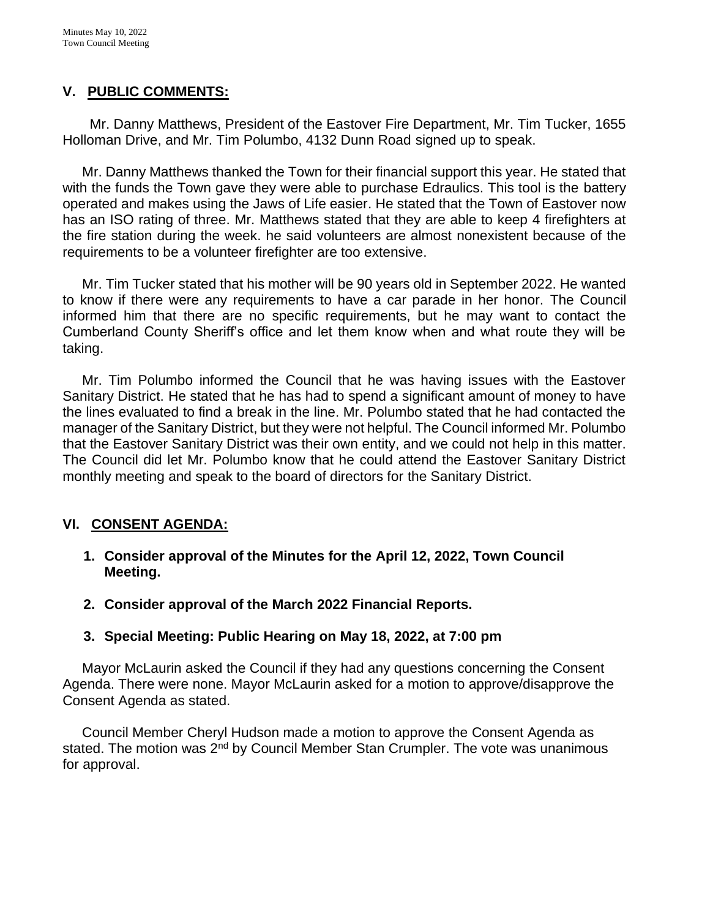## V. PUBLIC COMMENTS:

Mr. Danny Matthews, President of the Eastover Fire Department, Mr. Tim Tucker, 1655 Holloman Drive, and Mr. Tim Polumbo, 4132 Dunn Road signed up to speak.

Mr. Danny Matthews thanked the Town for their financial support this year. He stated that with the funds the Town gave they were able to purchase Edraulics. This tool is the battery operated and makes using the Jaws of Life easier. He stated that the Town of Eastover now has an ISO rating of three. Mr. Matthews stated that they are able to keep 4 firefighters at the fire station during the week. he said volunteers are almost nonexistent because of the requirements to be a volunteer firefighter are too extensive.

Mr. Tim Tucker stated that his mother will be 90 years old in September 2022. He wanted to know if there were any requirements to have a car parade in her honor. The Council informed him that there are no specific requirements, but he may want to contact the Cumberland County Sheriff's office and let them know when and what route they will be taking.

Mr. Tim Polumbo informed the Council that he was having issues with the Eastover Sanitary District. He stated that he has had to spend a significant amount of money to have the lines evaluated to find a break in the line. Mr. Polumbo stated that he had contacted the manager of the Sanitary District, but they were not helpful. The Council informed Mr. Polumbo that the Eastover Sanitary District was their own entity, and we could not help in this matter. The Council did let Mr. Polumbo know that he could attend the Eastover Sanitary District monthly meeting and speak to the board of directors for the Sanitary District.

## VI. CONSENT AGENDA:

1. **Consider approval of the Minutes for the April 12, 2022, Town Council Meeting.**

2. **Consider approval of the March 2022 Financial Reports.**

3. **Special Meeting: Public Hearing on May 18, 2022, at 7:00 pm**

Mayor McLaurin asked the Council if they had any questions concerning the Consent Agenda. There were none. Mayor McLaurin asked for a motion to approve/disapprove the Consent Agenda as stated.

Council Member Cheryl Hudson made a motion to approve the Consent Agenda as stated. The motion was 2nd by Council Member Stan Crumpler. The vote was unanimous for approval.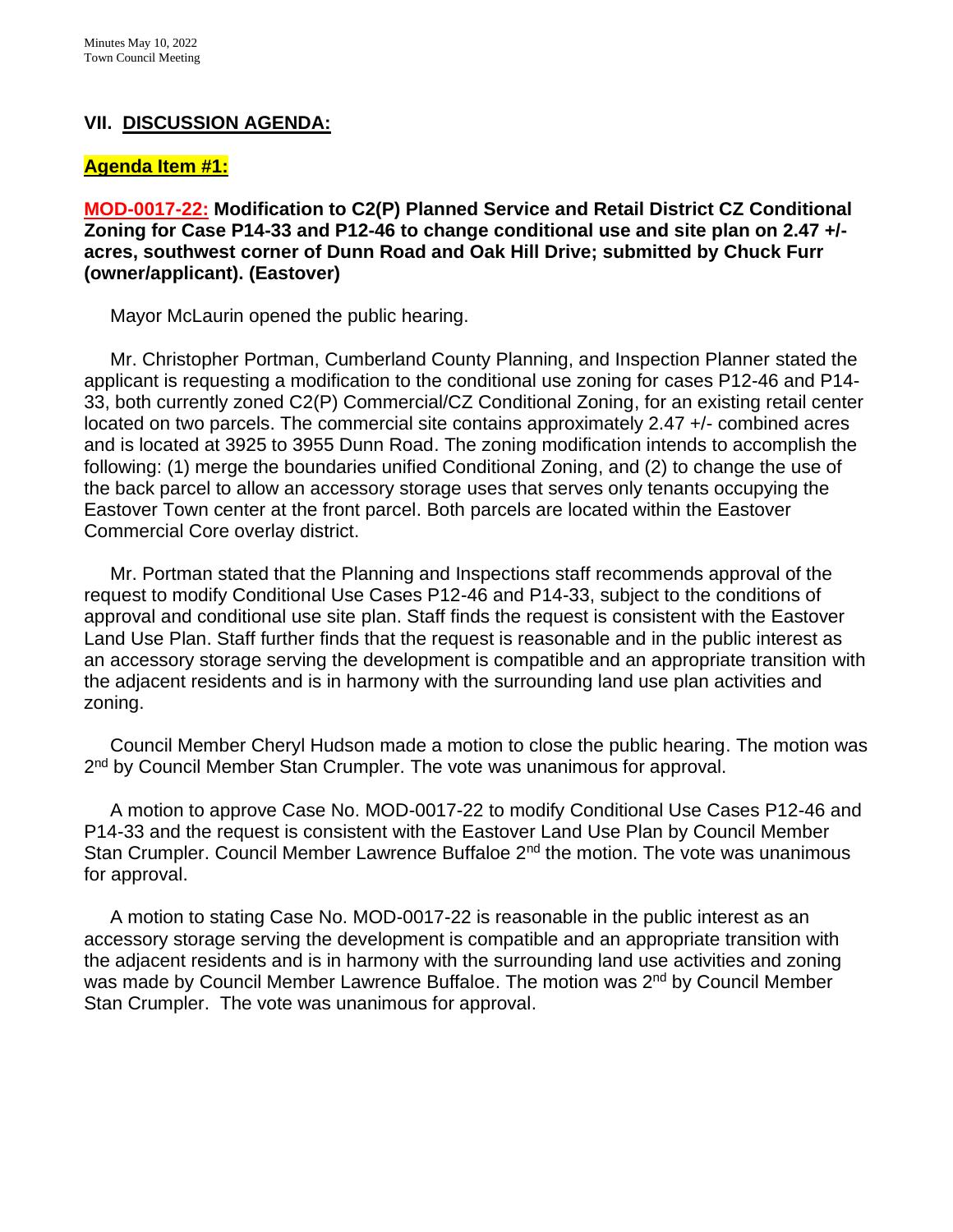## VII. DISCUSSION AGENDA:

### Agenda Item #1:

**MOD-0017-22: Modification to C2(P) Planned Service and Retail District CZ Conditional Zoning for Case P14-33 and P12-46 to change conditional use and site plan on 2.47 +/- acres, southwest corner of Dunn Road and Oak Hill Drive; submitted by Chuck Furr (owner/applicant). (Eastover)**

Mayor McLaurin opened the public hearing.

Mr. Christopher Portman, Cumberland County Planning, and Inspection Planner stated the applicant is requesting a modification to the conditional use zoning for cases P12-46 and P14-33, both currently zoned C2(P) Commercial/CZ Conditional Zoning, for an existing retail center located on two parcels. The commercial site contains approximately 2.47 +/- combined acres and is located at 3925 to 3955 Dunn Road. The zoning modification intends to accomplish the following: (1) merge the boundaries unified Conditional Zoning, and (2) to change the use of the back parcel to allow an accessory storage uses that serves only tenants occupying the Eastover Town center at the front parcel. Both parcels are located within the Eastover Commercial Core overlay district.

Mr. Portman stated that the Planning and Inspections staff recommends approval of the request to modify Conditional Use Cases P12-46 and P14-33, subject to the conditions of approval and conditional use site plan. Staff finds the request is consistent with the Eastover Land Use Plan. Staff further finds that the request is reasonable and in the public interest as an accessory storage serving the development is compatible and an appropriate transition with the adjacent residents and is in harmony with the surrounding land use plan activities and zoning.

Council Member Cheryl Hudson made a motion to close the public hearing. The motion was 2nd by Council Member Stan Crumpler. The vote was unanimous for approval.

A motion to approve Case No. MOD-0017-22 to modify Conditional Use Cases P12-46 and P14-33 and the request is consistent with the Eastover Land Use Plan by Council Member Stan Crumpler. Council Member Lawrence Buffaloe 2nd the motion. The vote was unanimous for approval.

A motion to stating Case No. MOD-0017-22 is reasonable in the public interest as an accessory storage serving the development is compatible and an appropriate transition with the adjacent residents and is in harmony with the surrounding land use activities and zoning was made by Council Member Lawrence Buffaloe. The motion was 2nd by Council Member Stan Crumpler. The vote was unanimous for approval.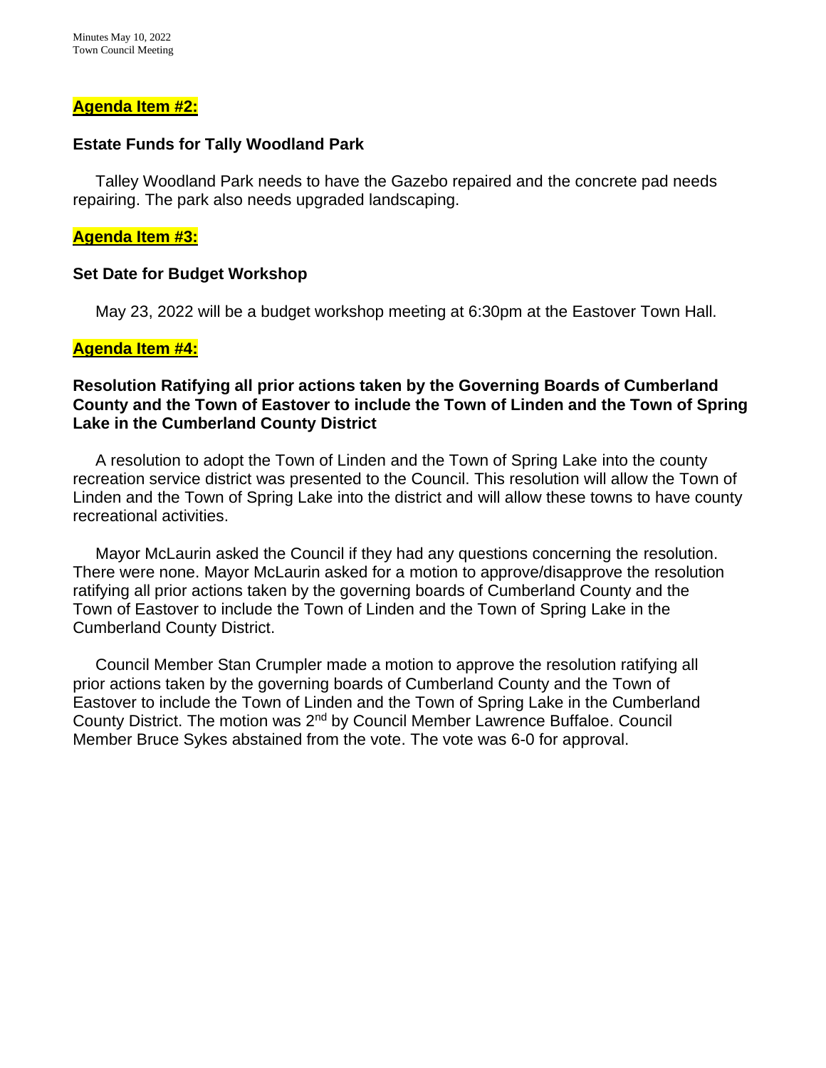## Agenda Item #2:

### Estate Funds for Tally Woodland Park

Talley Woodland Park needs to have the Gazebo repaired and the concrete pad needs repairing. The park also needs upgraded landscaping.

## Agenda Item #3:

### Set Date for Budget Workshop

May 23, 2022 will be a budget workshop meeting at 6:30pm at the Eastover Town Hall.

## Agenda Item #4:

### Resolution Ratifying all prior actions taken by the Governing Boards of Cumberland County and the Town of Eastover to include the Town of Linden and the Town of Spring Lake in the Cumberland County District

A resolution to adopt the Town of Linden and the Town of Spring Lake into the county recreation service district was presented to the Council. This resolution will allow the Town of Linden and the Town of Spring Lake into the district and will allow these towns to have county recreational activities.

Mayor McLaurin asked the Council if they had any questions concerning the resolution. There were none. Mayor McLaurin asked for a motion to approve/disapprove the resolution ratifying all prior actions taken by the governing boards of Cumberland County and the Town of Eastover to include the Town of Linden and the Town of Spring Lake in the Cumberland County District.

Council Member Stan Crumpler made a motion to approve the resolution ratifying all prior actions taken by the governing boards of Cumberland County and the Town of Eastover to include the Town of Linden and the Town of Spring Lake in the Cumberland County District. The motion was 2nd by Council Member Lawrence Buffaloe. Council Member Bruce Sykes abstained from the vote. The vote was 6-0 for approval.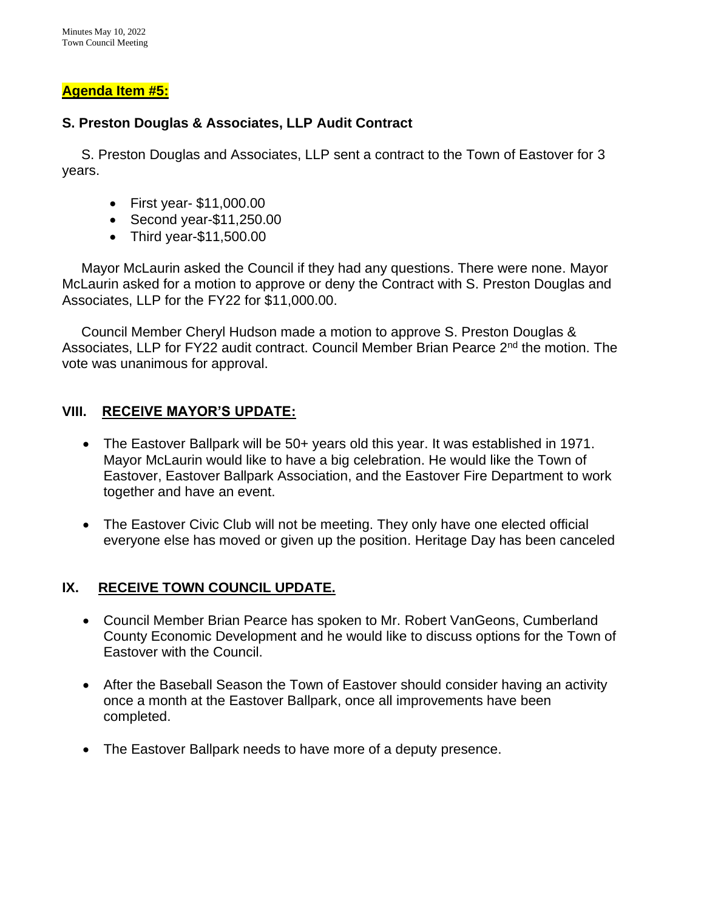**Agenda Item #5:**

**S. Preston Douglas & Associates, LLP Audit Contract**

S. Preston Douglas and Associates, LLP sent a contract to the Town of Eastover for 3 years.

- First year- $11,000.00
- Second year-$11,250.00
- Third year-$11,500.00

Mayor McLaurin asked the Council if they had any questions. There were none. Mayor McLaurin asked for a motion to approve or deny the Contract with S. Preston Douglas and Associates, LLP for the FY22 for $11,000.00.

Council Member Cheryl Hudson made a motion to approve S. Preston Douglas & Associates, LLP for FY22 audit contract. Council Member Brian Pearce 2nd the motion. The vote was unanimous for approval.

## VIII. RECEIVE MAYOR'S UPDATE:

- The Eastover Ballpark will be 50+ years old this year. It was established in 1971. Mayor McLaurin would like to have a big celebration. He would like the Town of Eastover, Eastover Ballpark Association, and the Eastover Fire Department to work together and have an event.
- The Eastover Civic Club will not be meeting. They only have one elected official everyone else has moved or given up the position. Heritage Day has been canceled

## IX. RECEIVE TOWN COUNCIL UPDATE.

- Council Member Brian Pearce has spoken to Mr. Robert VanGeons, Cumberland County Economic Development and he would like to discuss options for the Town of Eastover with the Council.
- After the Baseball Season the Town of Eastover should consider having an activity once a month at the Eastover Ballpark, once all improvements have been completed.
- The Eastover Ballpark needs to have more of a deputy presence.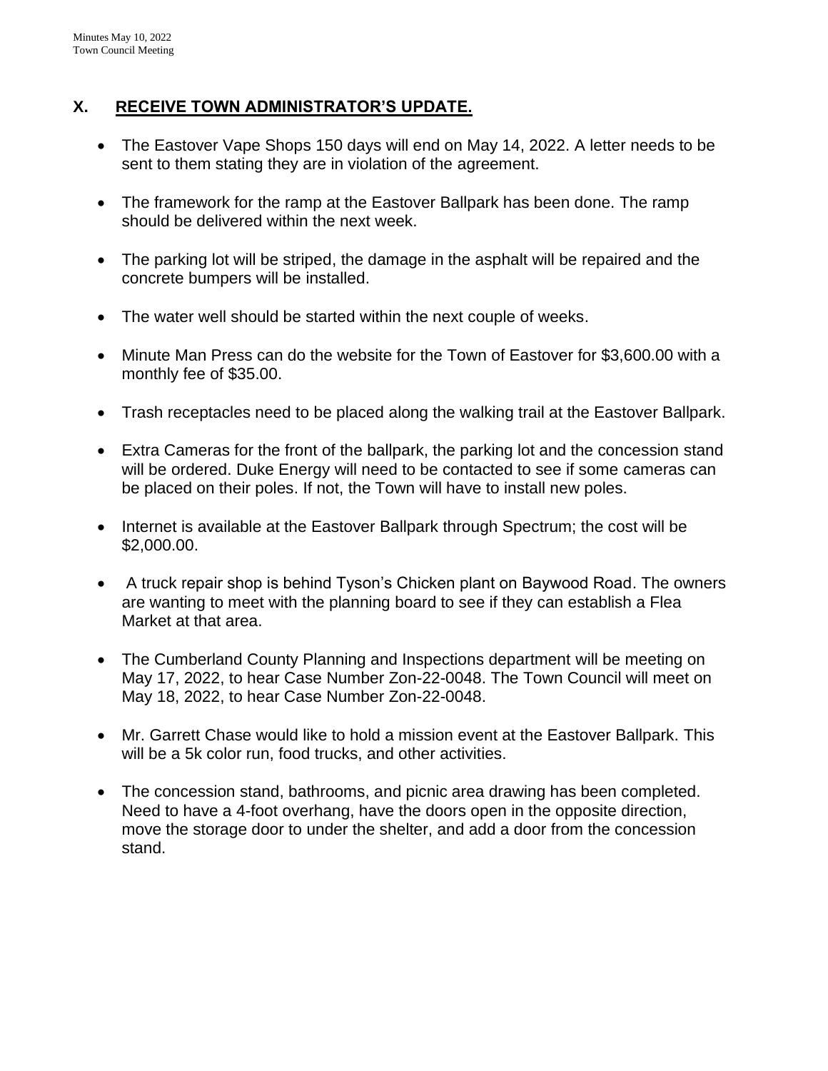## X. RECEIVE TOWN ADMINISTRATOR'S UPDATE.

- The Eastover Vape Shops 150 days will end on May 14, 2022. A letter needs to be sent to them stating they are in violation of the agreement.
- The framework for the ramp at the Eastover Ballpark has been done. The ramp should be delivered within the next week.
- The parking lot will be striped, the damage in the asphalt will be repaired and the concrete bumpers will be installed.
- The water well should be started within the next couple of weeks.
- Minute Man Press can do the website for the Town of Eastover for $3,600.00 with a monthly fee of $35.00.
- Trash receptacles need to be placed along the walking trail at the Eastover Ballpark.
- Extra Cameras for the front of the ballpark, the parking lot and the concession stand will be ordered. Duke Energy will need to be contacted to see if some cameras can be placed on their poles. If not, the Town will have to install new poles.
- Internet is available at the Eastover Ballpark through Spectrum; the cost will be $2,000.00.
- A truck repair shop is behind Tyson's Chicken plant on Baywood Road. The owners are wanting to meet with the planning board to see if they can establish a Flea Market at that area.
- The Cumberland County Planning and Inspections department will be meeting on May 17, 2022, to hear Case Number Zon-22-0048. The Town Council will meet on May 18, 2022, to hear Case Number Zon-22-0048.
- Mr. Garrett Chase would like to hold a mission event at the Eastover Ballpark. This will be a 5k color run, food trucks, and other activities.
- The concession stand, bathrooms, and picnic area drawing has been completed. Need to have a 4-foot overhang, have the doors open in the opposite direction, move the storage door to under the shelter, and add a door from the concession stand.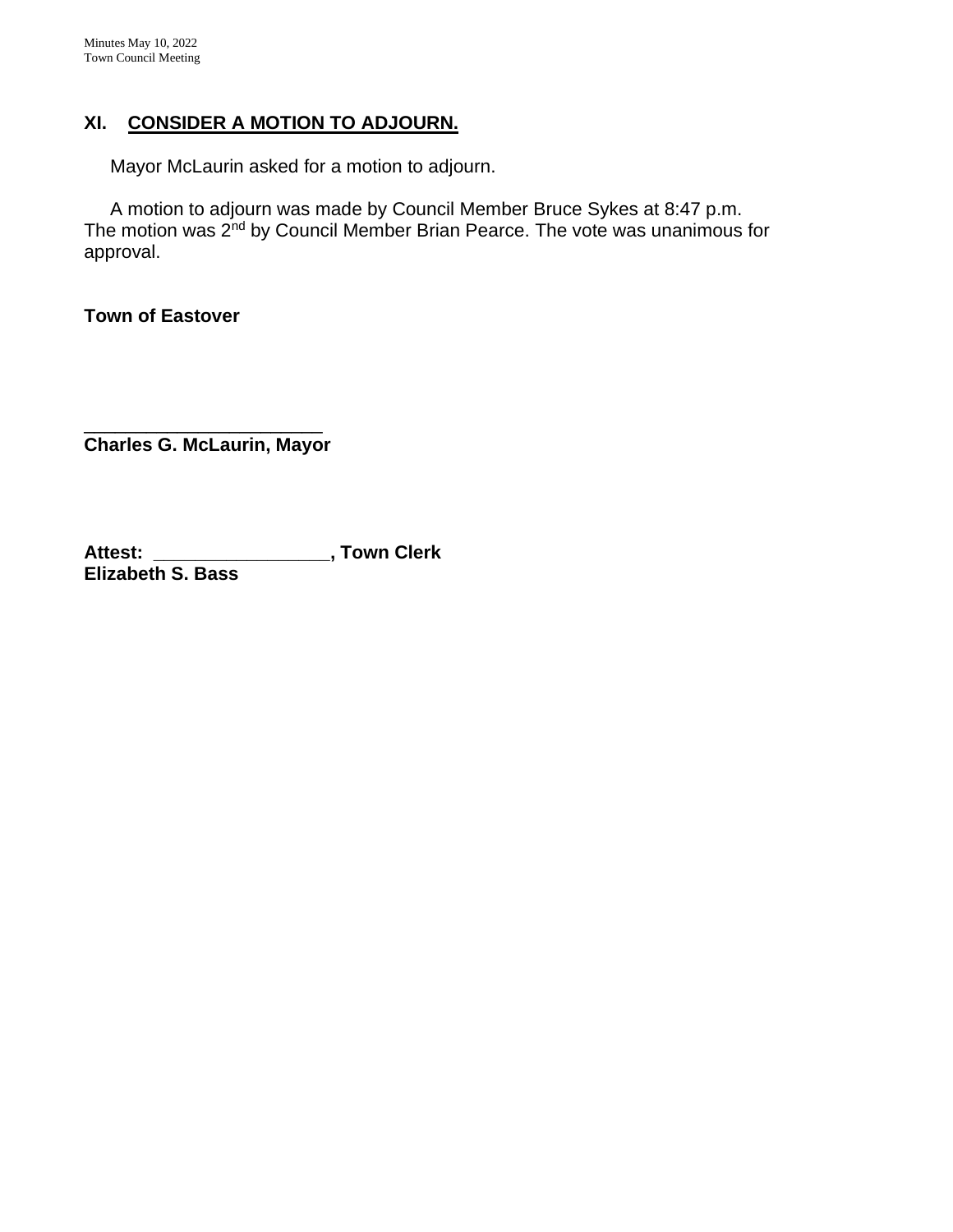## XI. CONSIDER A MOTION TO ADJOURN.

Mayor McLaurin asked for a motion to adjourn.

A motion to adjourn was made by Council Member Bruce Sykes at 8:47 p.m. The motion was 2nd by Council Member Brian Pearce. The vote was unanimous for approval.

**Town of Eastover**

______________________
**Charles G. McLaurin, Mayor**

**Attest: ________________, Town Clerk**
**Elizabeth S. Bass**